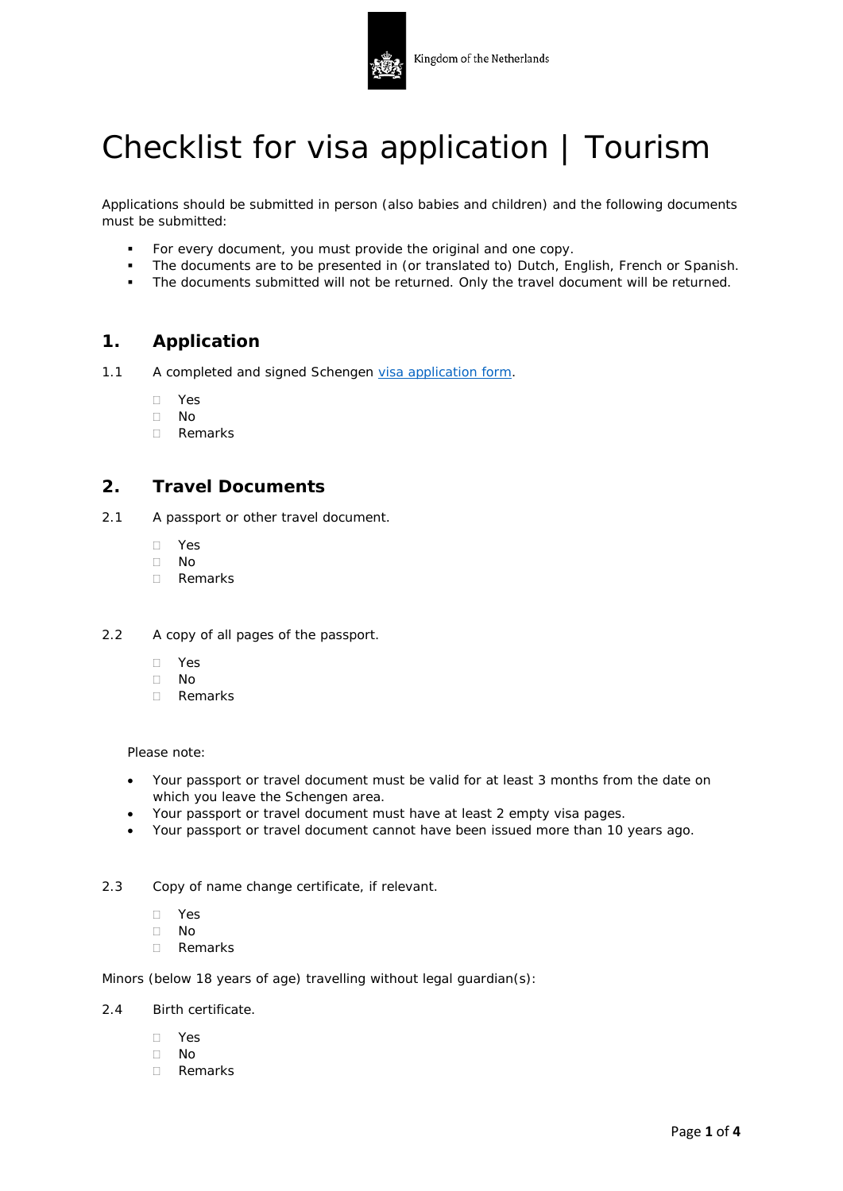Kingdom of the Netherlands

# Checklist for visa application | Tourism

Applications should be submitted in person (also babies and children) and the following documents must be submitted:

- For every document, you must provide the original and one copy.
- The documents are to be presented in (or translated to) Dutch, English, French or Spanish.
- The documents submitted will not be returned. Only the travel document will be returned.

## 1. Application

1.1 A completed and signed Schengen visa application form.

- ☐ Yes
- ☐ No
- ☐ Remarks

## 2. Travel Documents

2.1 A passport or other travel document.

- ☐ Yes
- ☐ No
- ☐ Remarks

2.2 A copy of all pages of the passport.

- ☐ Yes
- ☐ No
- ☐ Remarks

Please note:

- Your passport or travel document must be valid for at least 3 months from the date on which you leave the Schengen area.
- Your passport or travel document must have at least 2 empty visa pages.
- Your passport or travel document cannot have been issued more than 10 years ago.

2.3 Copy of name change certificate, if relevant.

- ☐ Yes
- ☐ No
- ☐ Remarks

Minors (below 18 years of age) travelling without legal guardian(s):

2.4 Birth certificate.

- ☐ Yes
- ☐ No
- ☐ Remarks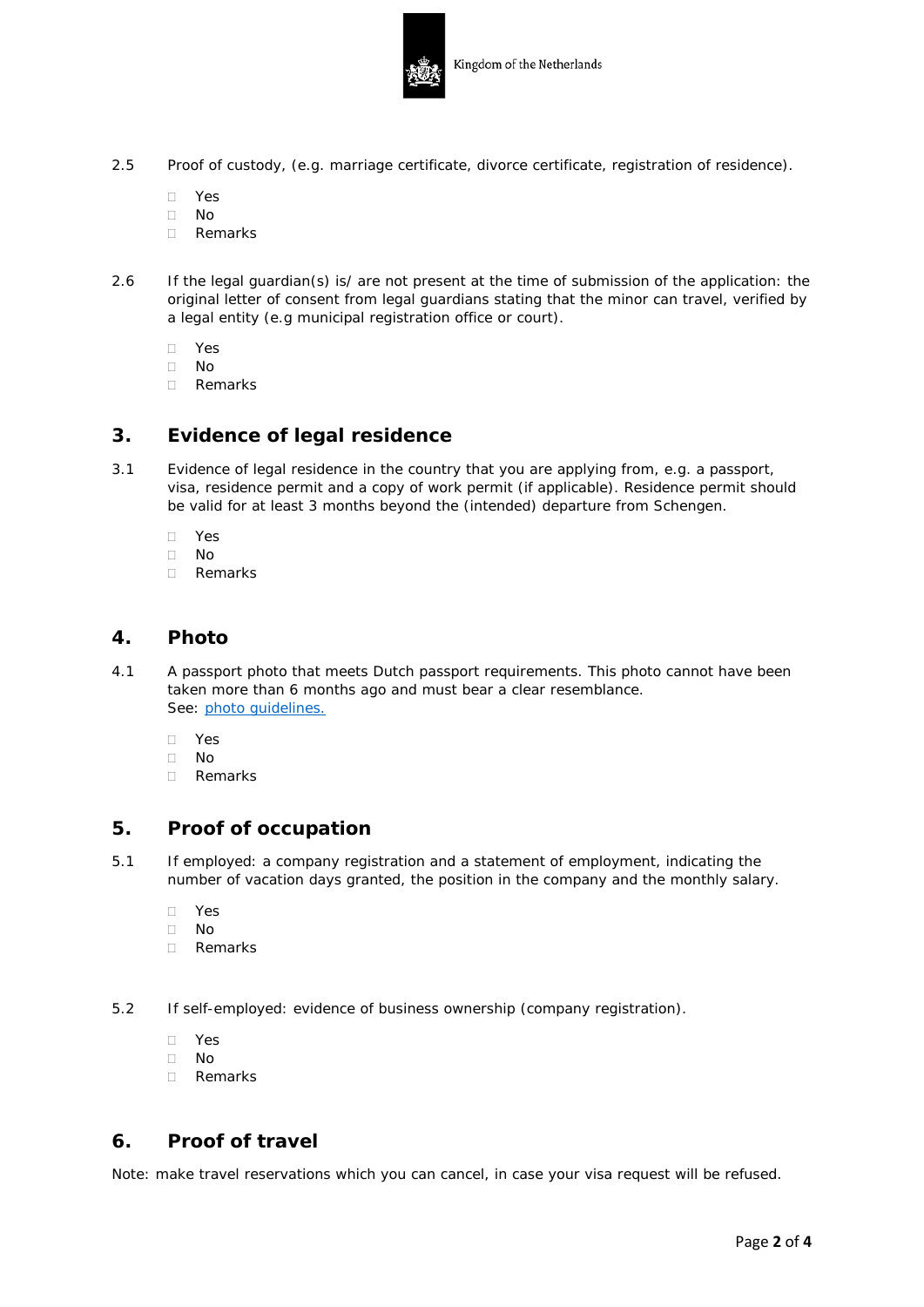2.5 Proof of custody, (e.g. marriage certificate, divorce certificate, registration of residence).

- ☐ Yes
- ☐ No
- ☐ Remarks

2.6 If the legal guardian(s) is/ are not present at the time of submission of the application: the original letter of consent from legal guardians stating that the minor can travel, verified by a legal entity (e.g municipal registration office or court).

- ☐ Yes
- ☐ No
- ☐ Remarks

## 3. Evidence of legal residence

3.1 Evidence of legal residence in the country that you are applying from, e.g. a passport, visa, residence permit and a copy of work permit (if applicable). Residence permit should be valid for at least 3 months beyond the (intended) departure from Schengen.

- ☐ Yes
- ☐ No
- ☐ Remarks

## 4. Photo

4.1 A passport photo that meets Dutch passport requirements. This photo cannot have been taken more than 6 months ago and must bear a clear resemblance.
See: photo guidelines.

- ☐ Yes
- ☐ No
- ☐ Remarks

## 5. Proof of occupation

5.1 If employed: a company registration and a statement of employment, indicating the number of vacation days granted, the position in the company and the monthly salary.

- ☐ Yes
- ☐ No
- ☐ Remarks

5.2 If self-employed: evidence of business ownership (company registration).

- ☐ Yes
- ☐ No
- ☐ Remarks

## 6. Proof of travel

Note: make travel reservations which you can cancel, in case your visa request will be refused.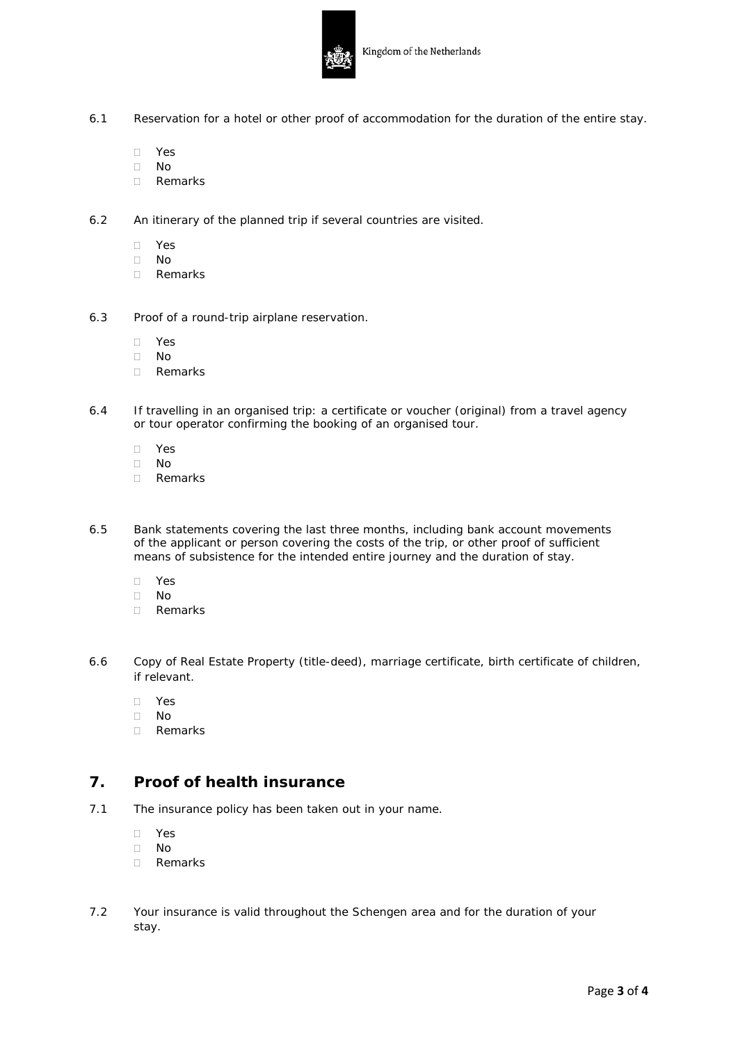6.1 Reservation for a hotel or other proof of accommodation for the duration of the entire stay.

- Yes
- No
- Remarks

6.2 An itinerary of the planned trip if several countries are visited.

- Yes
- No
- Remarks

6.3 Proof of a round-trip airplane reservation.

- Yes
- No
- Remarks

6.4 If travelling in an organised trip: a certificate or voucher (original) from a travel agency or tour operator confirming the booking of an organised tour.

- Yes
- No
- Remarks

6.5 Bank statements covering the last three months, including bank account movements of the applicant or person covering the costs of the trip, or other proof of sufficient means of subsistence for the intended entire journey and the duration of stay.

- Yes
- No
- Remarks

6.6 Copy of Real Estate Property (title-deed), marriage certificate, birth certificate of children, if relevant.

- Yes
- No
- Remarks

## 7. Proof of health insurance

7.1 The insurance policy has been taken out in your name.

- Yes
- No
- Remarks

7.2 Your insurance is valid throughout the Schengen area and for the duration of your stay.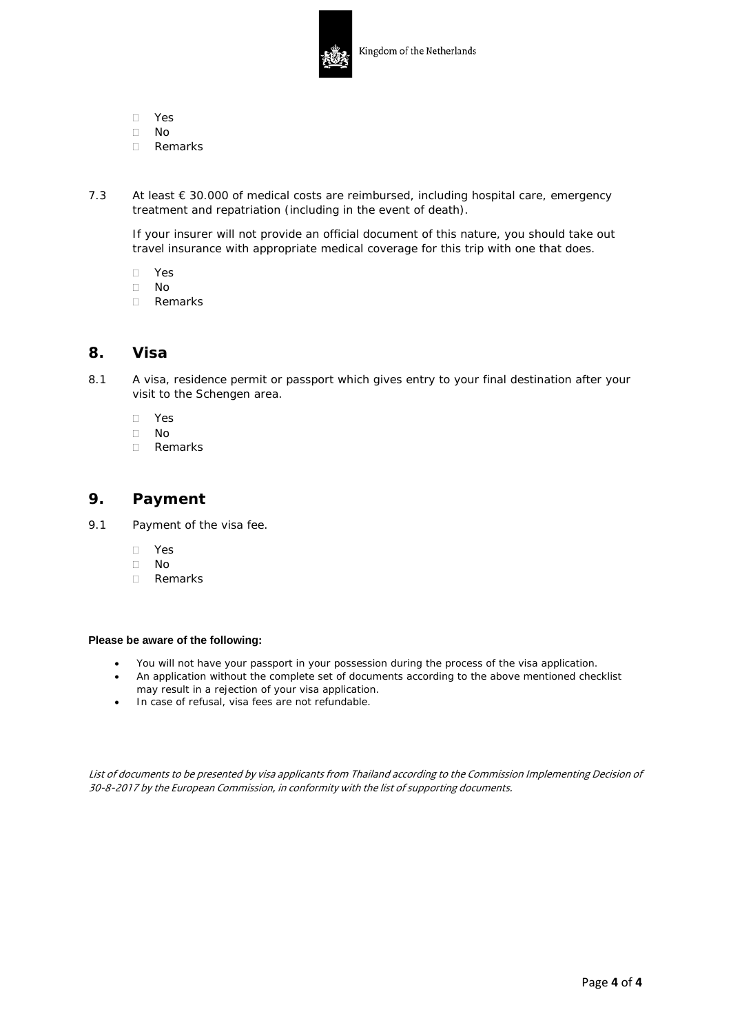- ☐ Yes
- ☐ No
- ☐ Remarks

7.3 At least € 30.000 of medical costs are reimbursed, including hospital care, emergency treatment and repatriation (including in the event of death).

If your insurer will not provide an official document of this nature, you should take out travel insurance with appropriate medical coverage for this trip with one that does.

- ☐ Yes
- ☐ No
- ☐ Remarks

## 8. Visa

8.1 A visa, residence permit or passport which gives entry to your final destination after your visit to the Schengen area.

- ☐ Yes
- ☐ No
- ☐ Remarks

## 9. Payment

9.1 Payment of the visa fee.

- ☐ Yes
- ☐ No
- ☐ Remarks

**Please be aware of the following:**

- You will not have your passport in your possession during the process of the visa application.
- An application without the complete set of documents according to the above mentioned checklist may result in a rejection of your visa application.
- In case of refusal, visa fees are not refundable.

*List of documents to be presented by visa applicants from Thailand according to the Commission Implementing Decision of 30-8-2017 by the European Commission, in conformity with the list of supporting documents.*